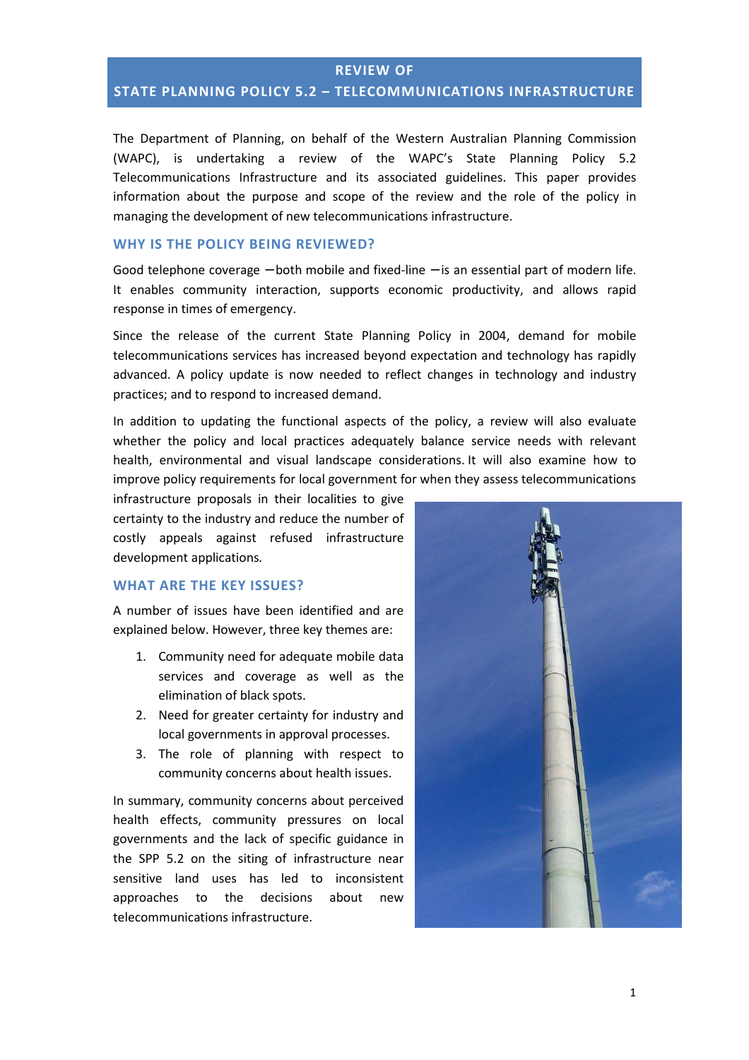# REVIEW OF STATE PLANNING POLICY 5.2 – TELECOMMUNICATIONS INFRASTRUCTURE

The Department of Planning, on behalf of the Western Australian Planning Commission (WAPC), is undertaking a review of the WAPC's State Planning Policy 5.2 Telecommunications Infrastructure and its associated guidelines. This paper provides information about the purpose and scope of the review and the role of the policy in managing the development of new telecommunications infrastructure.

## WHY IS THE POLICY BEING REVIEWED?

Good telephone coverage —both mobile and fixed-line —is an essential part of modern life. It enables community interaction, supports economic productivity, and allows rapid response in times of emergency.

Since the release of the current State Planning Policy in 2004, demand for mobile telecommunications services has increased beyond expectation and technology has rapidly advanced. A policy update is now needed to reflect changes in technology and industry practices; and to respond to increased demand.

In addition to updating the functional aspects of the policy, a review will also evaluate whether the policy and local practices adequately balance service needs with relevant health, environmental and visual landscape considerations. It will also examine how to improve policy requirements for local government for when they assess telecommunications infrastructure proposals in their localities to give certainty to the industry and reduce the number of costly appeals against refused infrastructure development applications.

## WHAT ARE THE KEY ISSUES?

A number of issues have been identified and are explained below. However, three key themes are:

1. Community need for adequate mobile data services and coverage as well as the elimination of black spots.
2. Need for greater certainty for industry and local governments in approval processes.
3. The role of planning with respect to community concerns about health issues.

In summary, community concerns about perceived health effects, community pressures on local governments and the lack of specific guidance in the SPP 5.2 on the siting of infrastructure near sensitive land uses has led to inconsistent approaches to the decisions about new telecommunications infrastructure.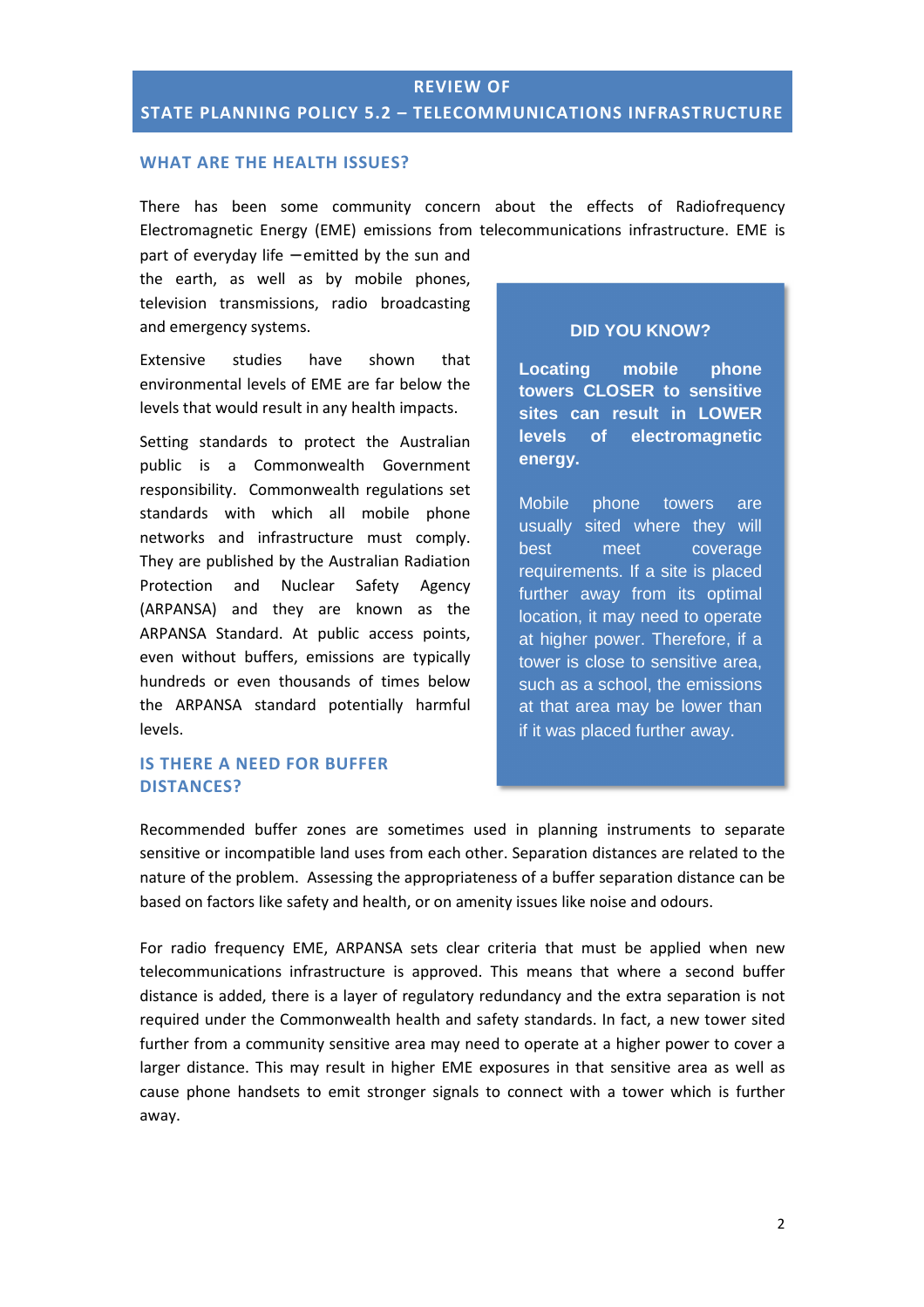# REVIEW OF STATE PLANNING POLICY 5.2 – TELECOMMUNICATIONS INFRASTRUCTURE

## WHAT ARE THE HEALTH ISSUES?

There has been some community concern about the effects of Radiofrequency Electromagnetic Energy (EME) emissions from telecommunications infrastructure. EME is part of everyday life —emitted by the sun and the earth, as well as by mobile phones, television transmissions, radio broadcasting and emergency systems.

Extensive studies have shown that environmental levels of EME are far below the levels that would result in any health impacts.

Setting standards to protect the Australian public is a Commonwealth Government responsibility. Commonwealth regulations set standards with which all mobile phone networks and infrastructure must comply. They are published by the Australian Radiation Protection and Nuclear Safety Agency (ARPANSA) and they are known as the ARPANSA Standard. At public access points, even without buffers, emissions are typically hundreds or even thousands of times below the ARPANSA standard potentially harmful levels.

> **DID YOU KNOW?**
>
> **Locating mobile phone towers CLOSER to sensitive sites can result in LOWER levels of electromagnetic energy.**
>
> Mobile phone towers are usually sited where they will best meet coverage requirements. If a site is placed further away from its optimal location, it may need to operate at higher power. Therefore, if a tower is close to sensitive area, such as a school, the emissions at that area may be lower than if it was placed further away.

## IS THERE A NEED FOR BUFFER DISTANCES?

Recommended buffer zones are sometimes used in planning instruments to separate sensitive or incompatible land uses from each other. Separation distances are related to the nature of the problem. Assessing the appropriateness of a buffer separation distance can be based on factors like safety and health, or on amenity issues like noise and odours.

For radio frequency EME, ARPANSA sets clear criteria that must be applied when new telecommunications infrastructure is approved. This means that where a second buffer distance is added, there is a layer of regulatory redundancy and the extra separation is not required under the Commonwealth health and safety standards. In fact, a new tower sited further from a community sensitive area may need to operate at a higher power to cover a larger distance. This may result in higher EME exposures in that sensitive area as well as cause phone handsets to emit stronger signals to connect with a tower which is further away.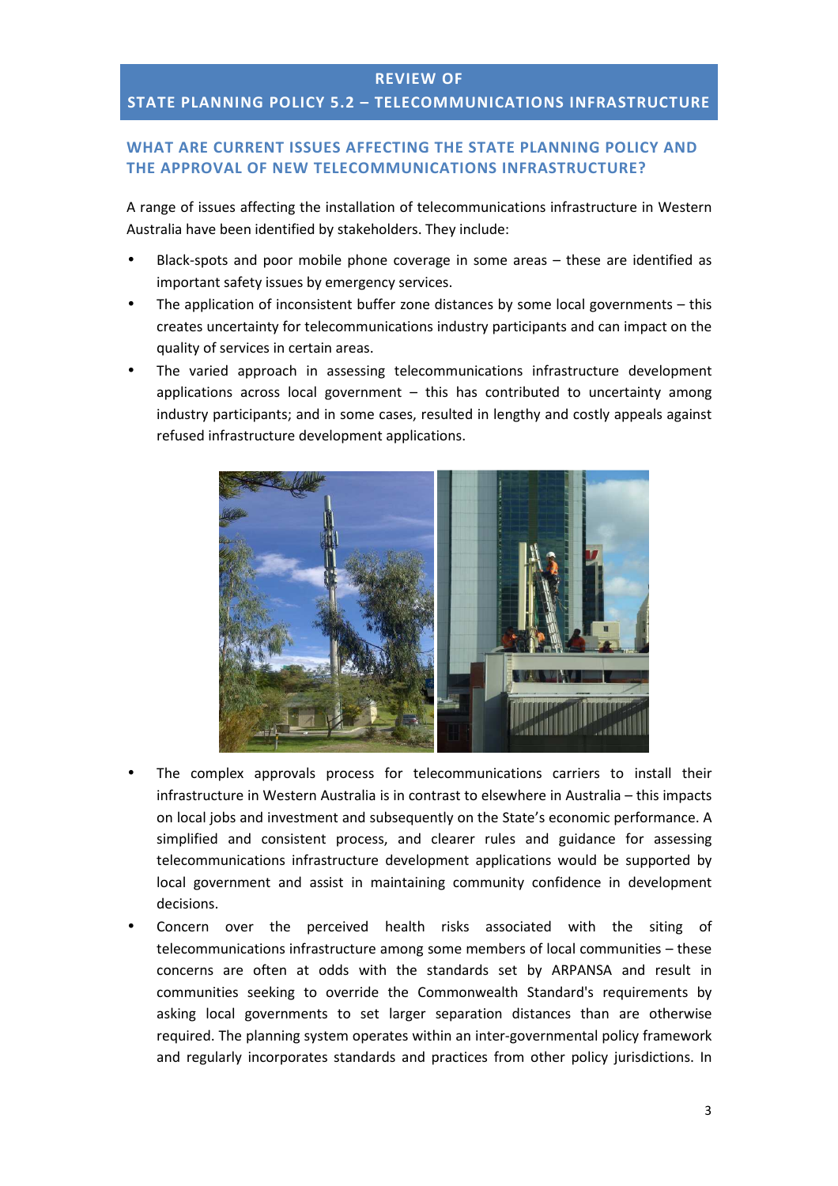# REVIEW OF STATE PLANNING POLICY 5.2 – TELECOMMUNICATIONS INFRASTRUCTURE

## WHAT ARE CURRENT ISSUES AFFECTING THE STATE PLANNING POLICY AND THE APPROVAL OF NEW TELECOMMUNICATIONS INFRASTRUCTURE?

A range of issues affecting the installation of telecommunications infrastructure in Western Australia have been identified by stakeholders. They include:

- Black-spots and poor mobile phone coverage in some areas – these are identified as important safety issues by emergency services.
- The application of inconsistent buffer zone distances by some local governments – this creates uncertainty for telecommunications industry participants and can impact on the quality of services in certain areas.
- The varied approach in assessing telecommunications infrastructure development applications across local government – this has contributed to uncertainty among industry participants; and in some cases, resulted in lengthy and costly appeals against refused infrastructure development applications.
- The complex approvals process for telecommunications carriers to install their infrastructure in Western Australia is in contrast to elsewhere in Australia – this impacts on local jobs and investment and subsequently on the State's economic performance. A simplified and consistent process, and clearer rules and guidance for assessing telecommunications infrastructure development applications would be supported by local government and assist in maintaining community confidence in development decisions.
- Concern over the perceived health risks associated with the siting of telecommunications infrastructure among some members of local communities – these concerns are often at odds with the standards set by ARPANSA and result in communities seeking to override the Commonwealth Standard's requirements by asking local governments to set larger separation distances than are otherwise required. The planning system operates within an inter-governmental policy framework and regularly incorporates standards and practices from other policy jurisdictions. In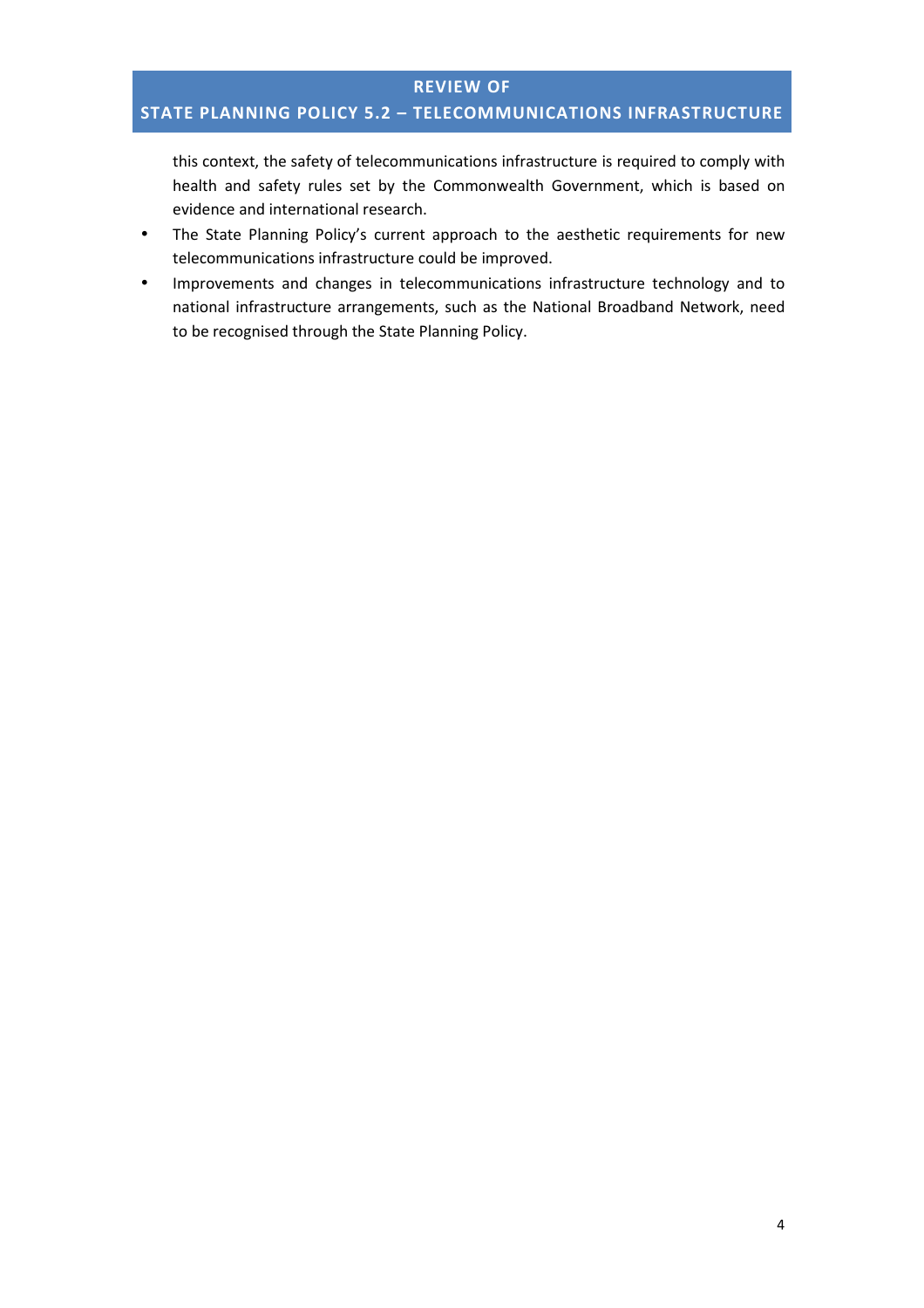this context, the safety of telecommunications infrastructure is required to comply with health and safety rules set by the Commonwealth Government, which is based on evidence and international research.

- The State Planning Policy's current approach to the aesthetic requirements for new telecommunications infrastructure could be improved.
- Improvements and changes in telecommunications infrastructure technology and to national infrastructure arrangements, such as the National Broadband Network, need to be recognised through the State Planning Policy.